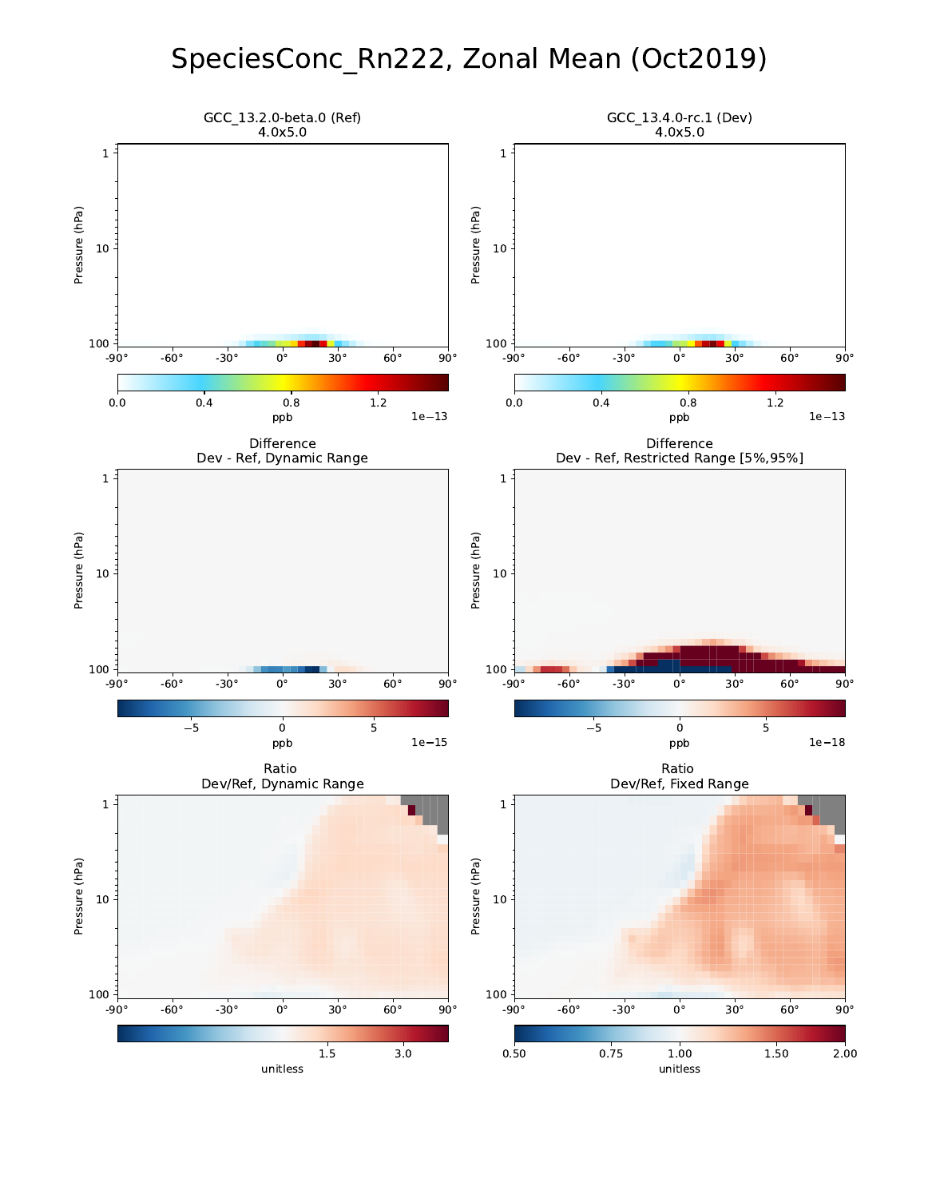# SpeciesConc_Rn222, Zonal Mean (Oct2019)

GCC_13.2.0-beta.0 (Ref)
4.0x5.0

GCC_13.4.0-rc.1 (Dev)
4.0x5.0

Difference
Dev - Ref, Dynamic Range

Difference
Dev - Ref, Restricted Range [5%,95%]

Ratio
Dev/Ref, Dynamic Range

Ratio
Dev/Ref, Fixed Range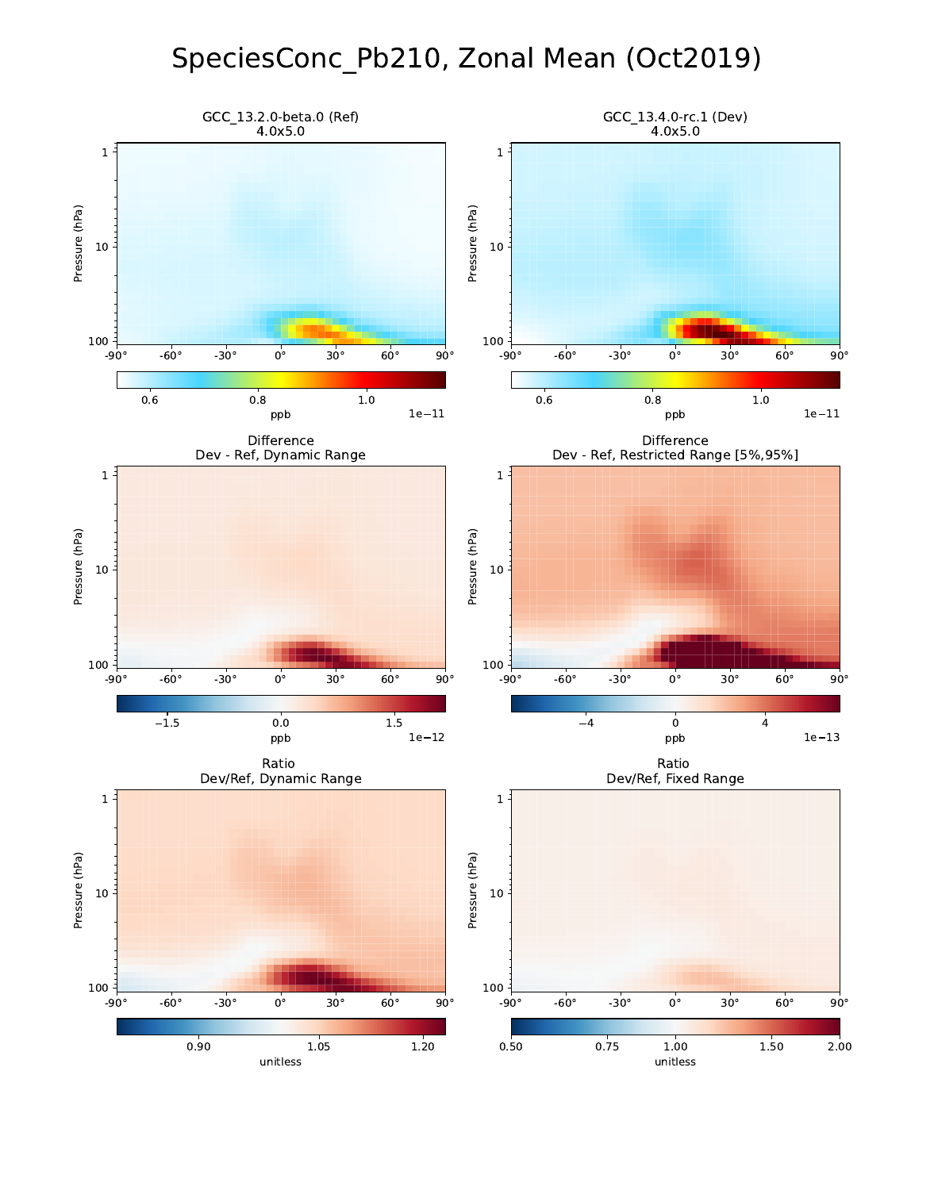# SpeciesConc_Pb210, Zonal Mean (Oct2019)

GCC_13.2.0-beta.0 (Ref)
4.0x5.0

GCC_13.4.0-rc.1 (Dev)
4.0x5.0

Difference
Dev - Ref, Dynamic Range

Difference
Dev - Ref, Restricted Range [5%,95%]

Ratio
Dev/Ref, Dynamic Range

Ratio
Dev/Ref, Fixed Range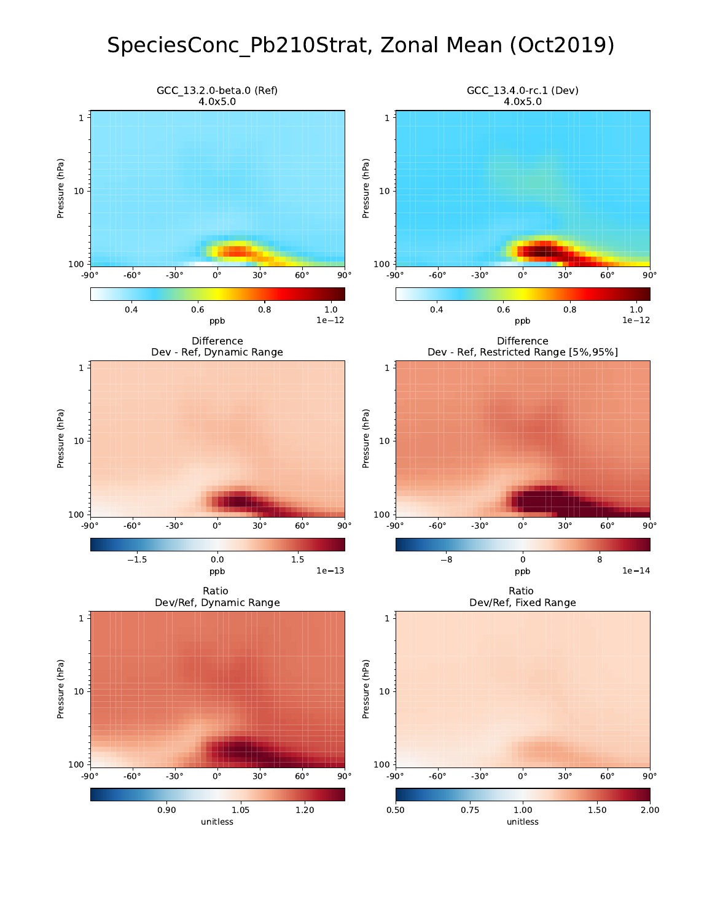# SpeciesConc_Pb210Strat, Zonal Mean (Oct2019)

GCC_13.2.0-beta.0 (Ref)
4.0x5.0

GCC_13.4.0-rc.1 (Dev)
4.0x5.0

Difference
Dev - Ref, Dynamic Range

Difference
Dev - Ref, Restricted Range [5%,95%]

Ratio
Dev/Ref, Dynamic Range

Ratio
Dev/Ref, Fixed Range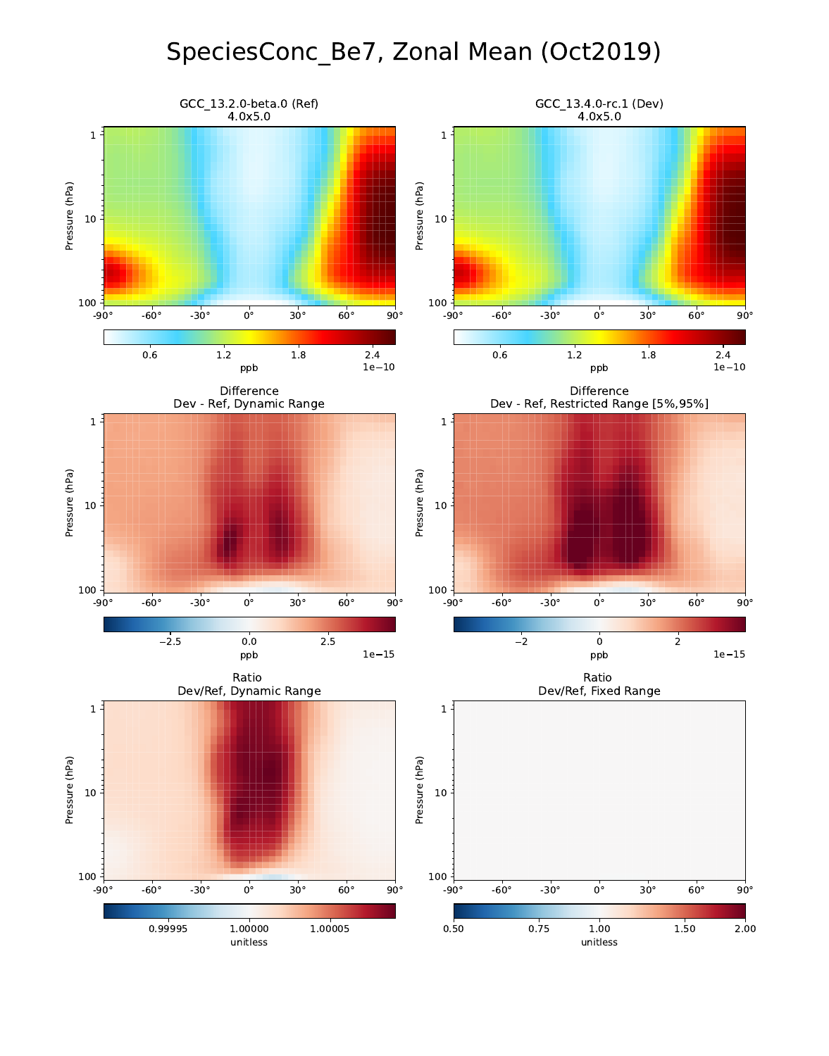# SpeciesConc_Be7, Zonal Mean (Oct2019)

GCC_13.2.0-beta.0 (Ref)
4.0x5.0

GCC_13.4.0-rc.1 (Dev)
4.0x5.0

Difference
Dev - Ref, Dynamic Range

Difference
Dev - Ref, Restricted Range [5%,95%]

Ratio
Dev/Ref, Dynamic Range

Ratio
Dev/Ref, Fixed Range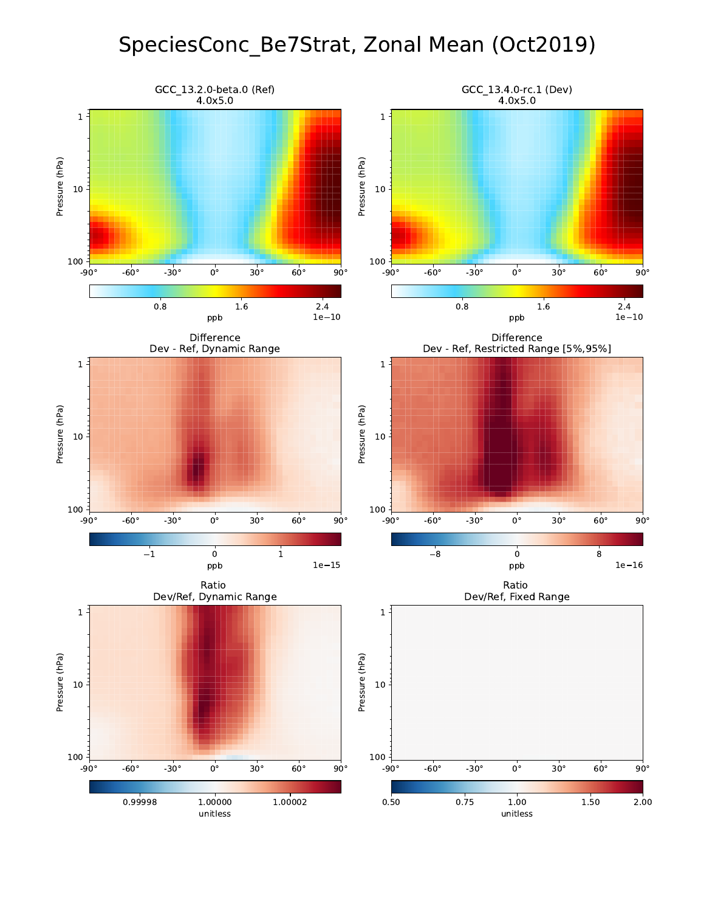# SpeciesConc_Be7Strat, Zonal Mean (Oct2019)

GCC_13.2.0-beta.0 (Ref)
4.0x5.0

GCC_13.4.0-rc.1 (Dev)
4.0x5.0

Difference
Dev - Ref, Dynamic Range

Difference
Dev - Ref, Restricted Range [5%,95%]

Ratio
Dev/Ref, Dynamic Range

Ratio
Dev/Ref, Fixed Range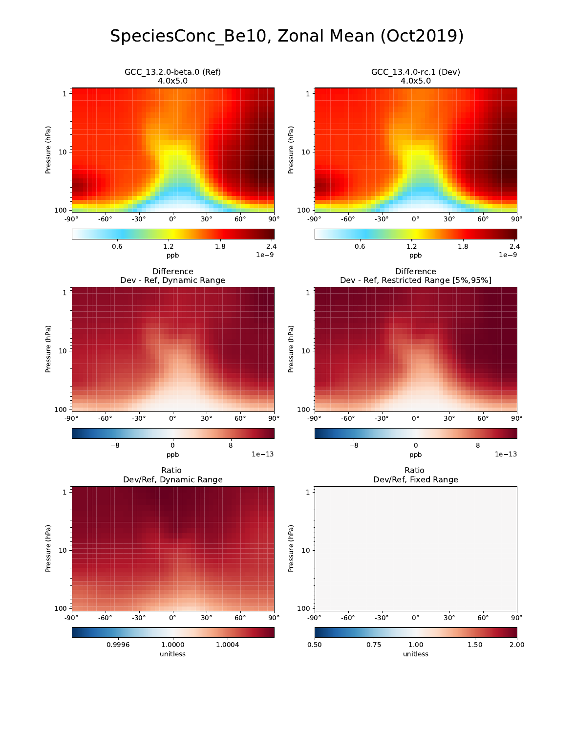# SpeciesConc_Be10, Zonal Mean (Oct2019)

GCC_13.2.0-beta.0 (Ref)
4.0x5.0

GCC_13.4.0-rc.1 (Dev)
4.0x5.0

Difference
Dev - Ref, Dynamic Range

Difference
Dev - Ref, Restricted Range [5%,95%]

Ratio
Dev/Ref, Dynamic Range

Ratio
Dev/Ref, Fixed Range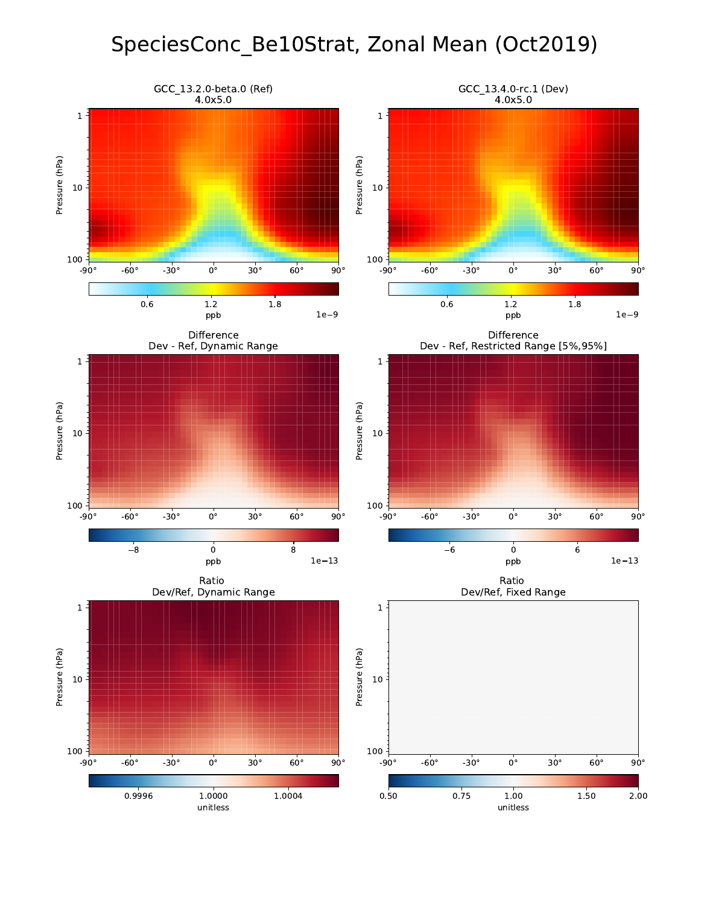# SpeciesConc_Be10Strat, Zonal Mean (Oct2019)

GCC_13.2.0-beta.0 (Ref)
4.0x5.0

Pressure (hPa)
1
10
100
-90° -60° -30° 0° 30° 60° 90°
0.6 1.2 1.8
ppb 1e−9

GCC_13.4.0-rc.1 (Dev)
4.0x5.0

Pressure (hPa)
1
10
100
-90° -60° -30° 0° 30° 60° 90°
0.6 1.2 1.8
ppb 1e−9

Difference
Dev - Ref, Dynamic Range

Pressure (hPa)
1
10
100
-90° -60° -30° 0° 30° 60° 90°
−8 0 8
ppb 1e−13

Difference
Dev - Ref, Restricted Range [5%,95%]

Pressure (hPa)
1
10
100
-90° -60° -30° 0° 30° 60° 90°
−6 0 6
ppb 1e−13

Ratio
Dev/Ref, Dynamic Range

Pressure (hPa)
1
10
100
-90° -60° -30° 0° 30° 60° 90°
0.9996 1.0000 1.0004
unitless

Ratio
Dev/Ref, Fixed Range

Pressure (hPa)
1
10
100
-90° -60° -30° 0° 30° 60° 90°
0.50 0.75 1.00 1.50 2.00
unitless